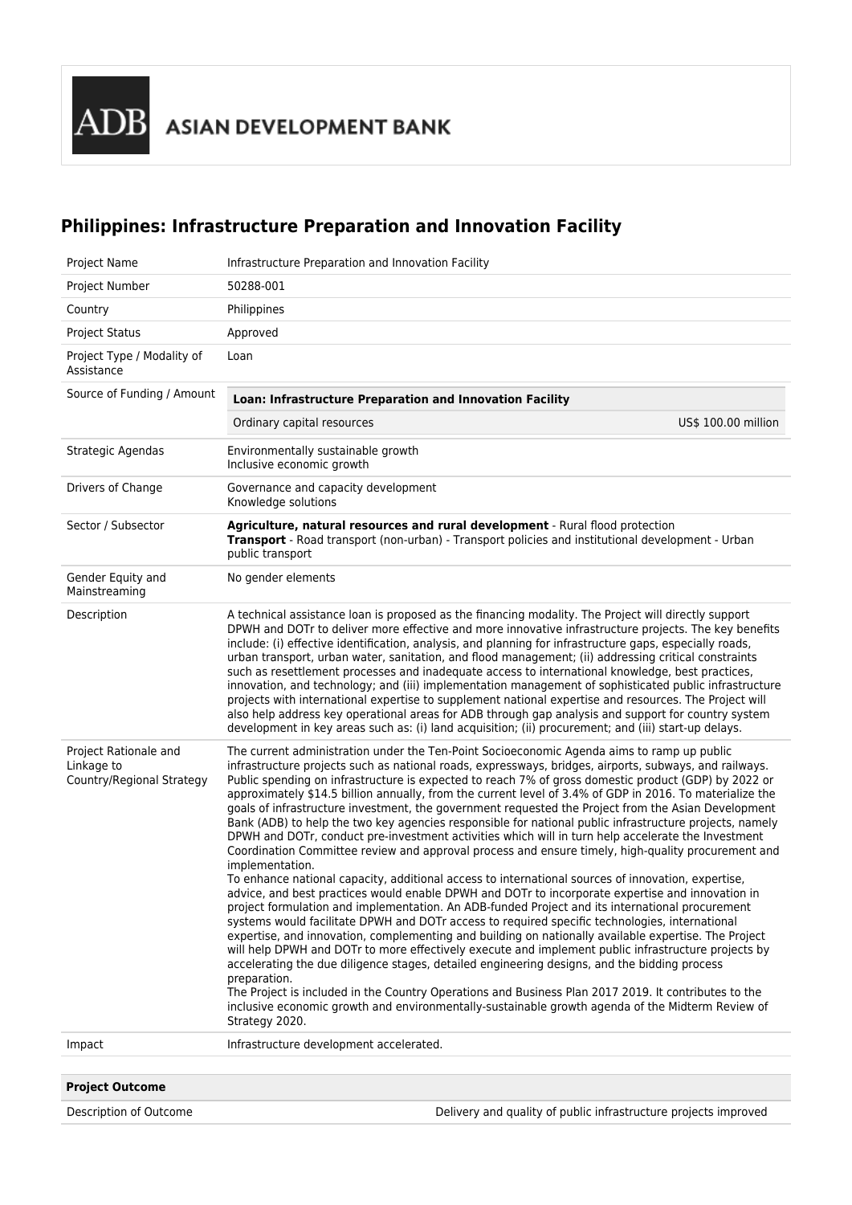ADB ASIAN DEVELOPMENT BANK

# Philippines: Infrastructure Preparation and Innovation Facility

| | |
|---|---|
| Project Name | Infrastructure Preparation and Innovation Facility |
| Project Number | 50288-001 |
| Country | Philippines |
| Project Status | Approved |
| Project Type / Modality of Assistance | Loan |
| Source of Funding / Amount | **Loan: Infrastructure Preparation and Innovation Facility**<br>Ordinary capital resources US$ 100.00 million |
| Strategic Agendas | Environmentally sustainable growth<br>Inclusive economic growth |
| Drivers of Change | Governance and capacity development<br>Knowledge solutions |
| Sector / Subsector | **Agriculture, natural resources and rural development** - Rural flood protection<br>**Transport** - Road transport (non-urban) - Transport policies and institutional development - Urban public transport |
| Gender Equity and Mainstreaming | No gender elements |
| Description | A technical assistance loan is proposed as the financing modality. The Project will directly support DPWH and DOTr to deliver more effective and more innovative infrastructure projects. The key benefits include: (i) effective identification, analysis, and planning for infrastructure gaps, especially roads, urban transport, urban water, sanitation, and flood management; (ii) addressing critical constraints such as resettlement processes and inadequate access to international knowledge, best practices, innovation, and technology; and (iii) implementation management of sophisticated public infrastructure projects with international expertise to supplement national expertise and resources. The Project will also help address key operational areas for ADB through gap analysis and support for country system development in key areas such as: (i) land acquisition; (ii) procurement; and (iii) start-up delays. |
| Project Rationale and Linkage to Country/Regional Strategy | The current administration under the Ten-Point Socioeconomic Agenda aims to ramp up public infrastructure projects such as national roads, expressways, bridges, airports, subways, and railways. Public spending on infrastructure is expected to reach 7% of gross domestic product (GDP) by 2022 or approximately $14.5 billion annually, from the current level of 3.4% of GDP in 2016. To materialize the goals of infrastructure investment, the government requested the Project from the Asian Development Bank (ADB) to help the two key agencies responsible for national public infrastructure projects, namely DPWH and DOTr, conduct pre-investment activities which will in turn help accelerate the Investment Coordination Committee review and approval process and ensure timely, high-quality procurement and implementation.<br>To enhance national capacity, additional access to international sources of innovation, expertise, advice, and best practices would enable DPWH and DOTr to incorporate expertise and innovation in project formulation and implementation. An ADB-funded Project and its international procurement systems would facilitate DPWH and DOTr access to required specific technologies, international expertise, and innovation, complementing and building on nationally available expertise. The Project will help DPWH and DOTr to more effectively execute and implement public infrastructure projects by accelerating the due diligence stages, detailed engineering designs, and the bidding process preparation.<br>The Project is included in the Country Operations and Business Plan 2017 2019. It contributes to the inclusive economic growth and environmentally-sustainable growth agenda of the Midterm Review of Strategy 2020. |
| Impact | Infrastructure development accelerated. |

| **Project Outcome** | |
|---|---|
| Description of Outcome | Delivery and quality of public infrastructure projects improved |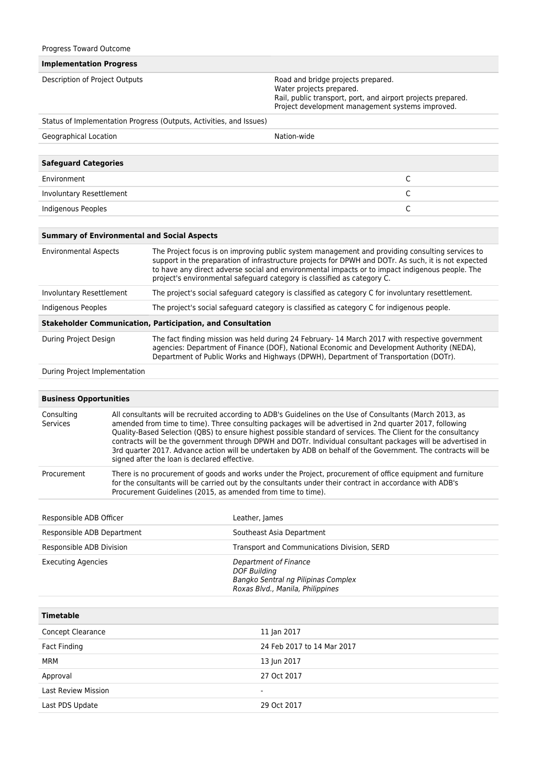Progress Toward Outcome

| Implementation Progress | |
|---|---|
| Description of Project Outputs | Road and bridge projects prepared.<br>Water projects prepared.<br>Rail, public transport, port, and airport projects prepared.<br>Project development management systems improved. |
| Status of Implementation Progress (Outputs, Activities, and Issues) | |
| Geographical Location | Nation-wide |

| Safeguard Categories | |
|---|---|
| Environment | C |
| Involuntary Resettlement | C |
| Indigenous Peoples | C |

| Summary of Environmental and Social Aspects | |
|---|---|
| Environmental Aspects | The Project focus is on improving public system management and providing consulting services to support in the preparation of infrastructure projects for DPWH and DOTr. As such, it is not expected to have any direct adverse social and environmental impacts or to impact indigenous people. The project's environmental safeguard category is classified as category C. |
| Involuntary Resettlement | The project's social safeguard category is classified as category C for involuntary resettlement. |
| Indigenous Peoples | The project's social safeguard category is classified as category C for indigenous people. |
| **Stakeholder Communication, Participation, and Consultation** | |
| During Project Design | The fact finding mission was held during 24 February- 14 March 2017 with respective government agencies: Department of Finance (DOF), National Economic and Development Authority (NEDA), Department of Public Works and Highways (DPWH), Department of Transportation (DOTr). |
| During Project Implementation | |

| Business Opportunities | |
|---|---|
| Consulting Services | All consultants will be recruited according to ADB's Guidelines on the Use of Consultants (March 2013, as amended from time to time). Three consulting packages will be advertised in 2nd quarter 2017, following Quality-Based Selection (QBS) to ensure highest possible standard of services. The Client for the consultancy contracts will be the government through DPWH and DOTr. Individual consultant packages will be advertised in 3rd quarter 2017. Advance action will be undertaken by ADB on behalf of the Government. The contracts will be signed after the loan is declared effective. |
| Procurement | There is no procurement of goods and works under the Project, procurement of office equipment and furniture for the consultants will be carried out by the consultants under their contract in accordance with ADB's Procurement Guidelines (2015, as amended from time to time). |

| | |
|---|---|
| Responsible ADB Officer | Leather, James |
| Responsible ADB Department | Southeast Asia Department |
| Responsible ADB Division | Transport and Communications Division, SERD |
| Executing Agencies | *Department of Finance*<br>*DOF Building*<br>*Bangko Sentral ng Pilipinas Complex*<br>*Roxas Blvd., Manila, Philippines* |

| Timetable | |
|---|---|
| Concept Clearance | 11 Jan 2017 |
| Fact Finding | 24 Feb 2017 to 14 Mar 2017 |
| MRM | 13 Jun 2017 |
| Approval | 27 Oct 2017 |
| Last Review Mission | - |
| Last PDS Update | 29 Oct 2017 |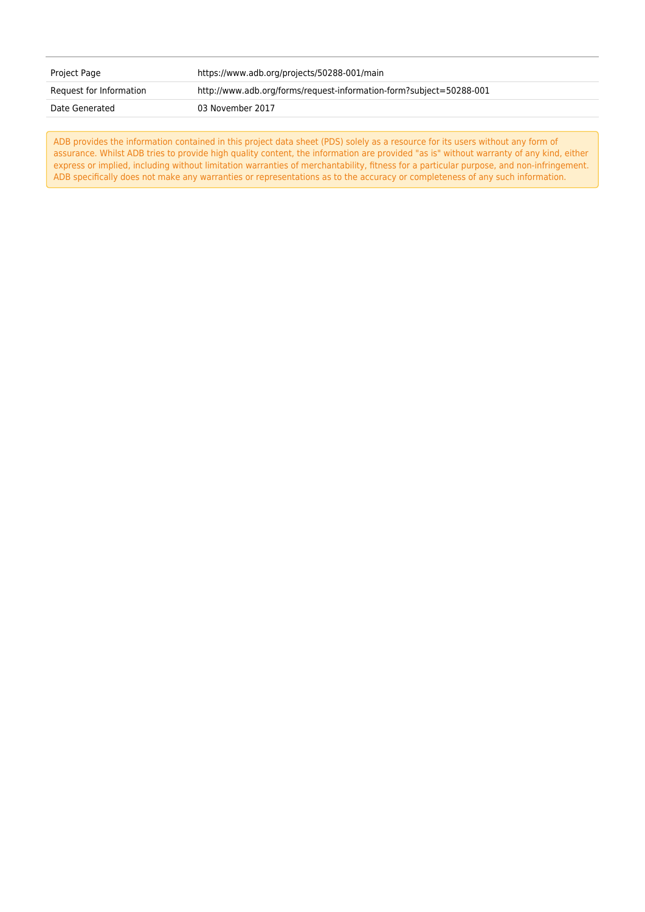| | |
|---|---|
| Project Page | https://www.adb.org/projects/50288-001/main |
| Request for Information | http://www.adb.org/forms/request-information-form?subject=50288-001 |
| Date Generated | 03 November 2017 |

ADB provides the information contained in this project data sheet (PDS) solely as a resource for its users without any form of assurance. Whilst ADB tries to provide high quality content, the information are provided "as is" without warranty of any kind, either express or implied, including without limitation warranties of merchantability, fitness for a particular purpose, and non-infringement. ADB specifically does not make any warranties or representations as to the accuracy or completeness of any such information.